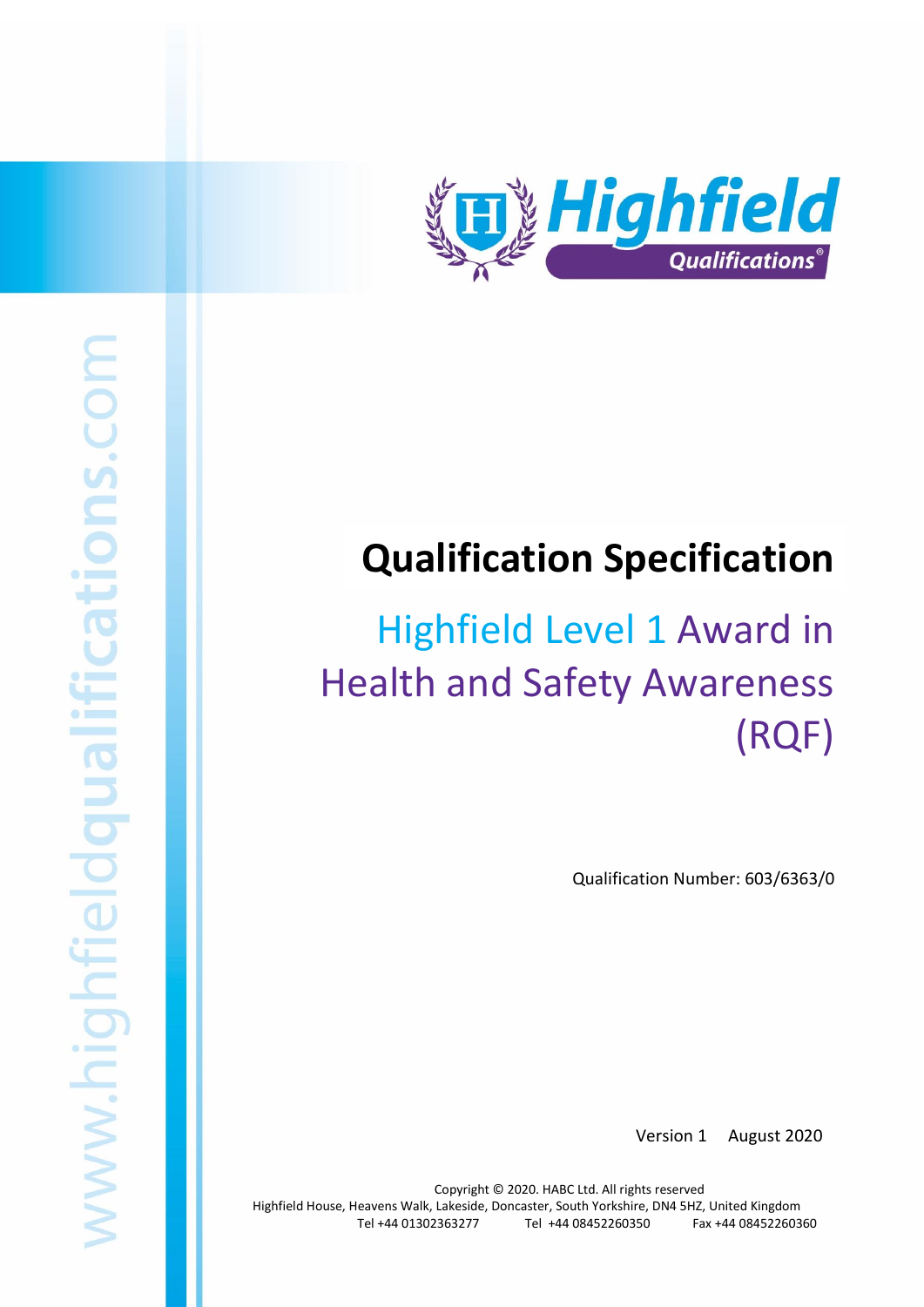# Qualification Specification

## Highfield Level 1 Award in Health and Safety Awareness (RQF)

Qualification Number: 603/6363/0

Version 1 August 2020

Copyright © 2020. HABC Ltd. All rights reserved
Highfield House, Heavens Walk, Lakeside, Doncaster, South Yorkshire, DN4 5HZ, United Kingdom
Tel +44 01302363277 Tel +44 08452260350 Fax +44 08452260360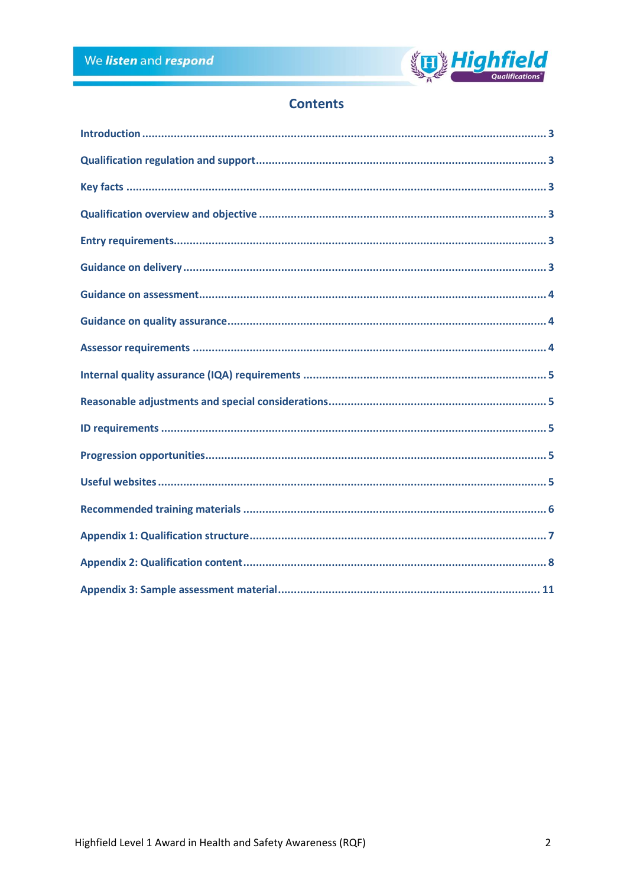## Contents

| | |
|---|---|
| Introduction | 3 |
| Qualification regulation and support | 3 |
| Key facts | 3 |
| Qualification overview and objective | 3 |
| Entry requirements | 3 |
| Guidance on delivery | 3 |
| Guidance on assessment | 4 |
| Guidance on quality assurance | 4 |
| Assessor requirements | 4 |
| Internal quality assurance (IQA) requirements | 5 |
| Reasonable adjustments and special considerations | 5 |
| ID requirements | 5 |
| Progression opportunities | 5 |
| Useful websites | 5 |
| Recommended training materials | 6 |
| Appendix 1: Qualification structure | 7 |
| Appendix 2: Qualification content | 8 |
| Appendix 3: Sample assessment material | 11 |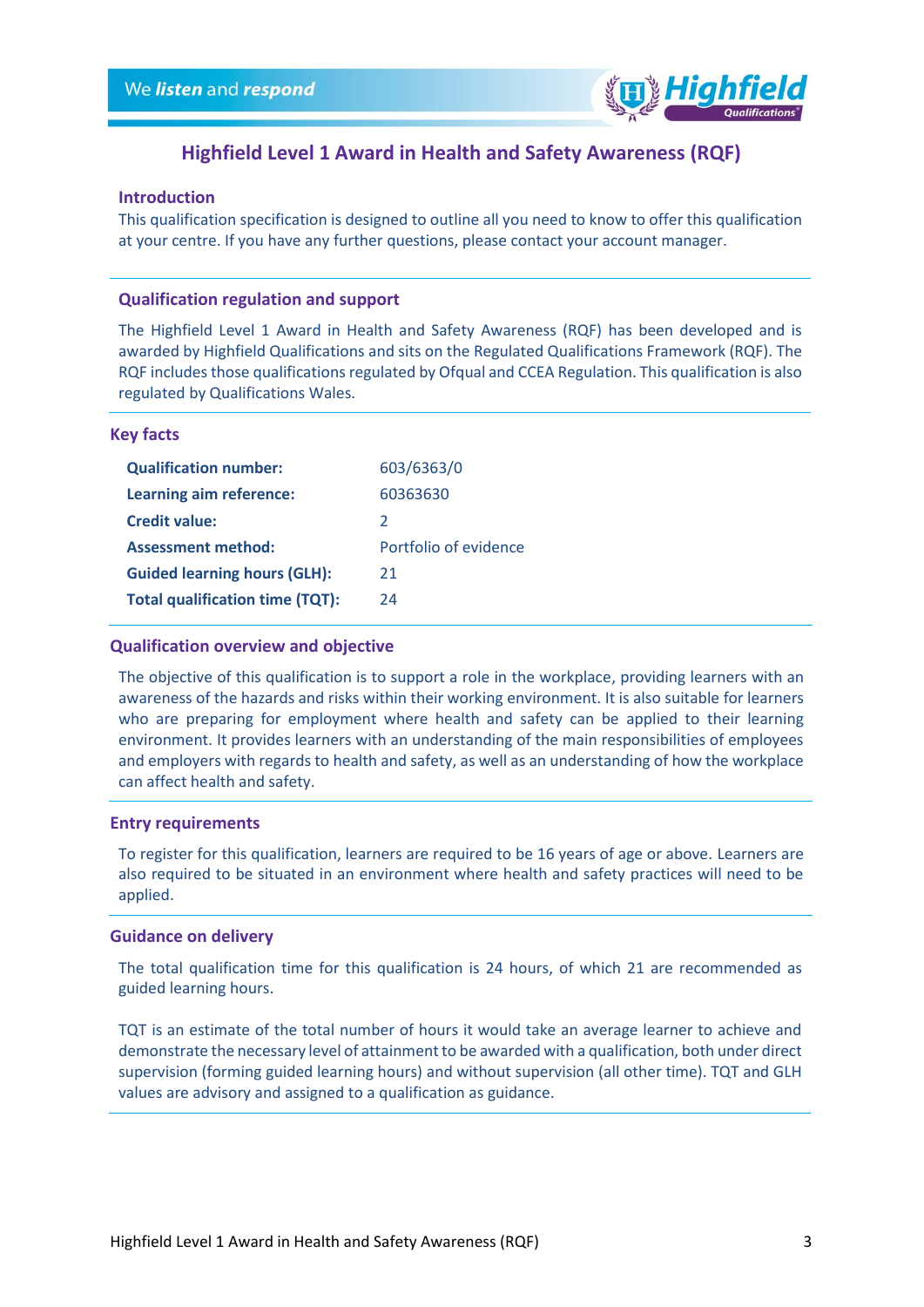# Highfield Level 1 Award in Health and Safety Awareness (RQF)

## Introduction

This qualification specification is designed to outline all you need to know to offer this qualification at your centre. If you have any further questions, please contact your account manager.

## Qualification regulation and support

The Highfield Level 1 Award in Health and Safety Awareness (RQF) has been developed and is awarded by Highfield Qualifications and sits on the Regulated Qualifications Framework (RQF). The RQF includes those qualifications regulated by Ofqual and CCEA Regulation. This qualification is also regulated by Qualifications Wales.

## Key facts

| | |
|---|---|
| **Qualification number:** | 603/6363/0 |
| **Learning aim reference:** | 60363630 |
| **Credit value:** | 2 |
| **Assessment method:** | Portfolio of evidence |
| **Guided learning hours (GLH):** | 21 |
| **Total qualification time (TQT):** | 24 |

## Qualification overview and objective

The objective of this qualification is to support a role in the workplace, providing learners with an awareness of the hazards and risks within their working environment. It is also suitable for learners who are preparing for employment where health and safety can be applied to their learning environment. It provides learners with an understanding of the main responsibilities of employees and employers with regards to health and safety, as well as an understanding of how the workplace can affect health and safety.

## Entry requirements

To register for this qualification, learners are required to be 16 years of age or above. Learners are also required to be situated in an environment where health and safety practices will need to be applied.

## Guidance on delivery

The total qualification time for this qualification is 24 hours, of which 21 are recommended as guided learning hours.

TQT is an estimate of the total number of hours it would take an average learner to achieve and demonstrate the necessary level of attainment to be awarded with a qualification, both under direct supervision (forming guided learning hours) and without supervision (all other time). TQT and GLH values are advisory and assigned to a qualification as guidance.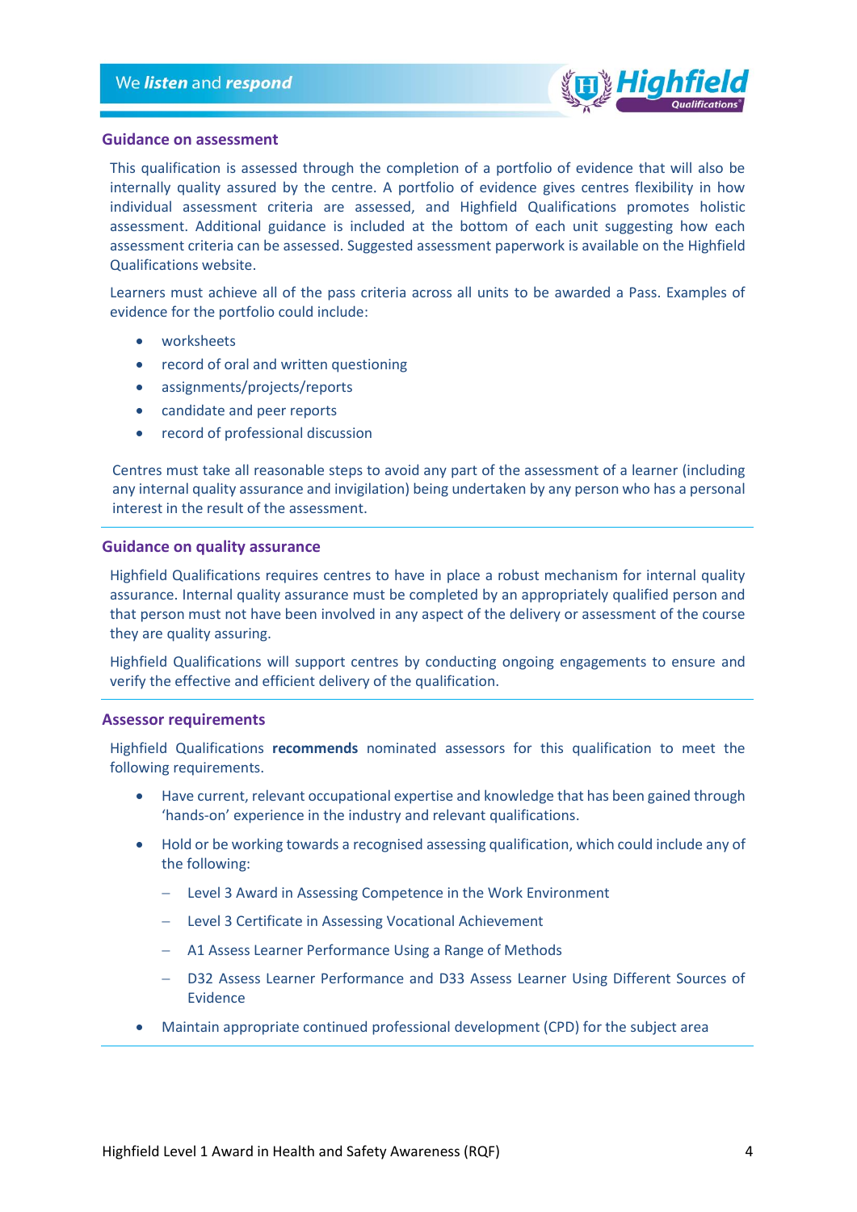## Guidance on assessment

This qualification is assessed through the completion of a portfolio of evidence that will also be internally quality assured by the centre. A portfolio of evidence gives centres flexibility in how individual assessment criteria are assessed, and Highfield Qualifications promotes holistic assessment. Additional guidance is included at the bottom of each unit suggesting how each assessment criteria can be assessed. Suggested assessment paperwork is available on the Highfield Qualifications website.

Learners must achieve all of the pass criteria across all units to be awarded a Pass. Examples of evidence for the portfolio could include:

- worksheets
- record of oral and written questioning
- assignments/projects/reports
- candidate and peer reports
- record of professional discussion

Centres must take all reasonable steps to avoid any part of the assessment of a learner (including any internal quality assurance and invigilation) being undertaken by any person who has a personal interest in the result of the assessment.

## Guidance on quality assurance

Highfield Qualifications requires centres to have in place a robust mechanism for internal quality assurance. Internal quality assurance must be completed by an appropriately qualified person and that person must not have been involved in any aspect of the delivery or assessment of the course they are quality assuring.

Highfield Qualifications will support centres by conducting ongoing engagements to ensure and verify the effective and efficient delivery of the qualification.

## Assessor requirements

Highfield Qualifications **recommends** nominated assessors for this qualification to meet the following requirements.

- Have current, relevant occupational expertise and knowledge that has been gained through 'hands-on' experience in the industry and relevant qualifications.
- Hold or be working towards a recognised assessing qualification, which could include any of the following:
  - Level 3 Award in Assessing Competence in the Work Environment
  - Level 3 Certificate in Assessing Vocational Achievement
  - A1 Assess Learner Performance Using a Range of Methods
  - D32 Assess Learner Performance and D33 Assess Learner Using Different Sources of Evidence
- Maintain appropriate continued professional development (CPD) for the subject area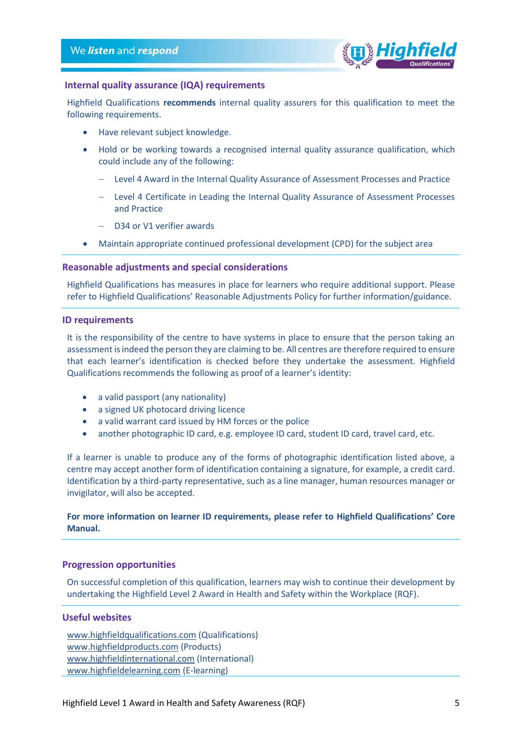## Internal quality assurance (IQA) requirements

Highfield Qualifications **recommends** internal quality assurers for this qualification to meet the following requirements.

- Have relevant subject knowledge.
- Hold or be working towards a recognised internal quality assurance qualification, which could include any of the following:
  - Level 4 Award in the Internal Quality Assurance of Assessment Processes and Practice
  - Level 4 Certificate in Leading the Internal Quality Assurance of Assessment Processes and Practice
  - D34 or V1 verifier awards
- Maintain appropriate continued professional development (CPD) for the subject area

## Reasonable adjustments and special considerations

Highfield Qualifications has measures in place for learners who require additional support. Please refer to Highfield Qualifications' Reasonable Adjustments Policy for further information/guidance.

## ID requirements

It is the responsibility of the centre to have systems in place to ensure that the person taking an assessment is indeed the person they are claiming to be. All centres are therefore required to ensure that each learner's identification is checked before they undertake the assessment. Highfield Qualifications recommends the following as proof of a learner's identity:

- a valid passport (any nationality)
- a signed UK photocard driving licence
- a valid warrant card issued by HM forces or the police
- another photographic ID card, e.g. employee ID card, student ID card, travel card, etc.

If a learner is unable to produce any of the forms of photographic identification listed above, a centre may accept another form of identification containing a signature, for example, a credit card. Identification by a third-party representative, such as a line manager, human resources manager or invigilator, will also be accepted.

**For more information on learner ID requirements, please refer to Highfield Qualifications' Core Manual.**

## Progression opportunities

On successful completion of this qualification, learners may wish to continue their development by undertaking the Highfield Level 2 Award in Health and Safety within the Workplace (RQF).

## Useful websites

www.highfieldqualifications.com (Qualifications)
www.highfieldproducts.com (Products)
www.highfieldinternational.com (International)
www.highfieldelearning.com (E-learning)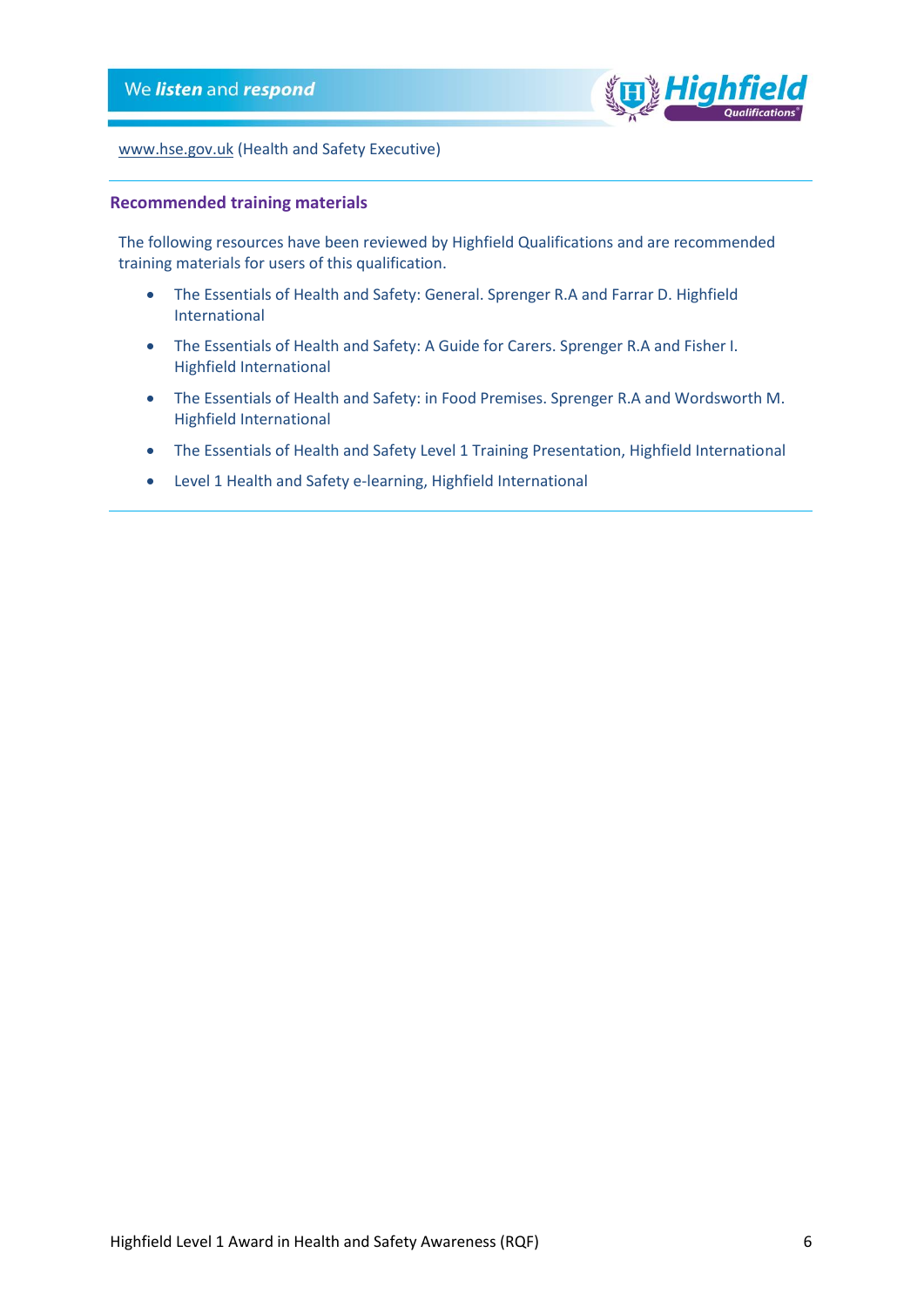www.hse.gov.uk (Health and Safety Executive)

## Recommended training materials

The following resources have been reviewed by Highfield Qualifications and are recommended training materials for users of this qualification.

- The Essentials of Health and Safety: General. Sprenger R.A and Farrar D. Highfield International
- The Essentials of Health and Safety: A Guide for Carers. Sprenger R.A and Fisher I. Highfield International
- The Essentials of Health and Safety: in Food Premises. Sprenger R.A and Wordsworth M. Highfield International
- The Essentials of Health and Safety Level 1 Training Presentation, Highfield International
- Level 1 Health and Safety e-learning, Highfield International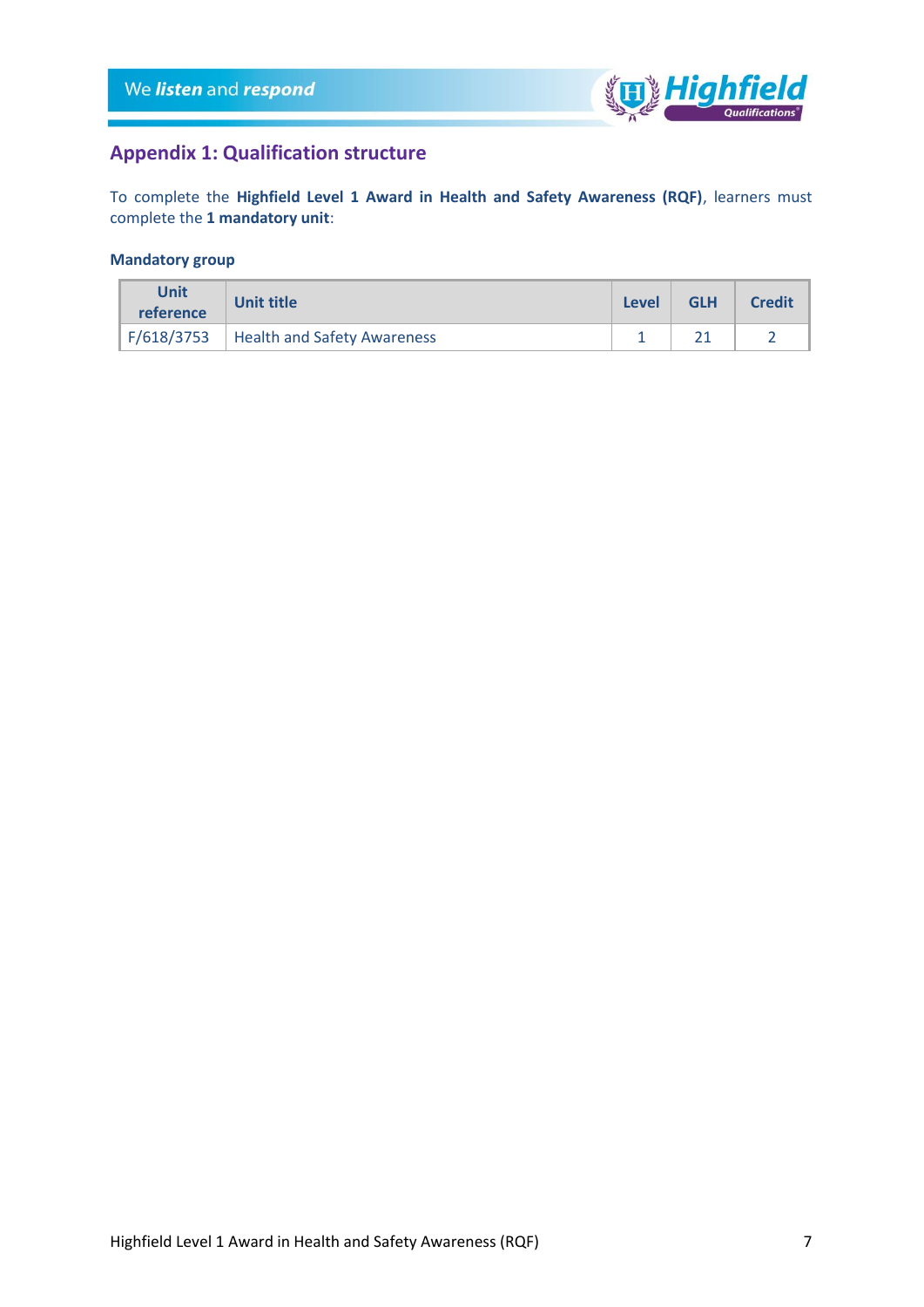## Appendix 1: Qualification structure

To complete the **Highfield Level 1 Award in Health and Safety Awareness (RQF)**, learners must complete the **1 mandatory unit**:

### Mandatory group

| Unit reference | Unit title | Level | GLH | Credit |
|---|---|---|---|---|
| F/618/3753 | Health and Safety Awareness | 1 | 21 | 2 |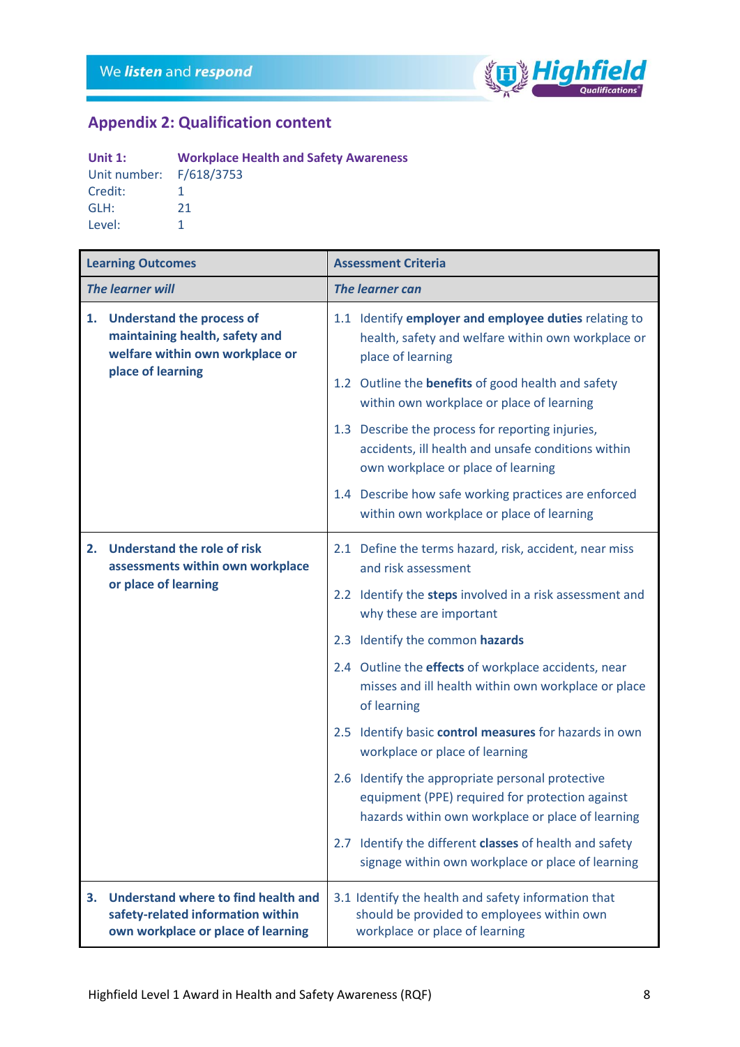## Appendix 2: Qualification content

**Unit 1:** **Workplace Health and Safety Awareness**
Unit number: F/618/3753
Credit: 1
GLH: 21
Level: 1

| Learning Outcomes | Assessment Criteria |
|---|---|
| ***The learner will*** | ***The learner can*** |
| **1. Understand the process of maintaining health, safety and welfare within own workplace or place of learning** | 1.1 Identify **employer and employee duties** relating to health, safety and welfare within own workplace or place of learning<br>1.2 Outline the **benefits** of good health and safety within own workplace or place of learning<br>1.3 Describe the process for reporting injuries, accidents, ill health and unsafe conditions within own workplace or place of learning<br>1.4 Describe how safe working practices are enforced within own workplace or place of learning |
| **2. Understand the role of risk assessments within own workplace or place of learning** | 2.1 Define the terms hazard, risk, accident, near miss and risk assessment<br>2.2 Identify the **steps** involved in a risk assessment and why these are important<br>2.3 Identify the common **hazards**<br>2.4 Outline the **effects** of workplace accidents, near misses and ill health within own workplace or place of learning<br>2.5 Identify basic **control measures** for hazards in own workplace or place of learning<br>2.6 Identify the appropriate personal protective equipment (PPE) required for protection against hazards within own workplace or place of learning<br>2.7 Identify the different **classes** of health and safety signage within own workplace or place of learning |
| **3. Understand where to find health and safety-related information within own workplace or place of learning** | 3.1 Identify the health and safety information that should be provided to employees within own workplace or place of learning |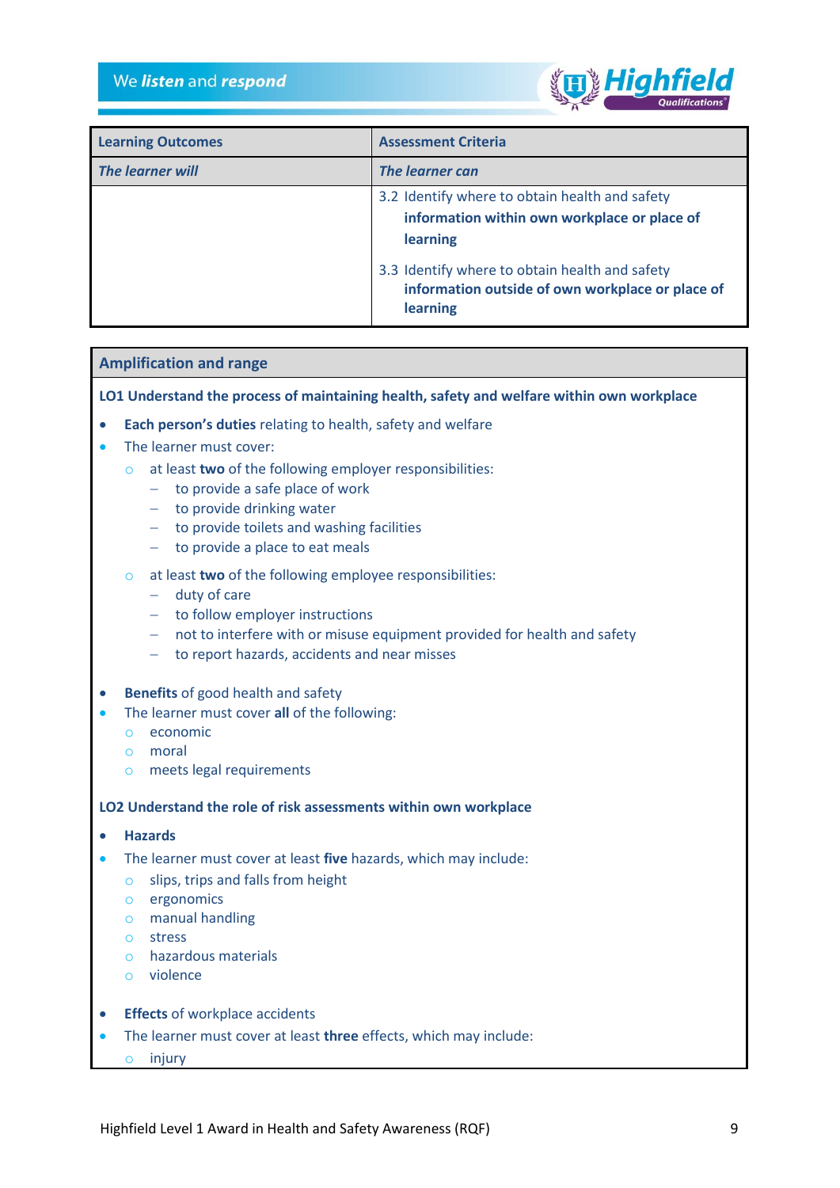| Learning Outcomes | Assessment Criteria |
|---|---|
| ***The learner will*** | ***The learner can*** |
| | 3.2 Identify where to obtain health and safety **information within own workplace or place of learning**<br><br>3.3 Identify where to obtain health and safety **information outside of own workplace or place of learning** |

## Amplification and range

**LO1 Understand the process of maintaining health, safety and welfare within own workplace**

- **Each person's duties** relating to health, safety and welfare
- The learner must cover:
  - at least **two** of the following employer responsibilities:
    - to provide a safe place of work
    - to provide drinking water
    - to provide toilets and washing facilities
    - to provide a place to eat meals
  - at least **two** of the following employee responsibilities:
    - duty of care
    - to follow employer instructions
    - not to interfere with or misuse equipment provided for health and safety
    - to report hazards, accidents and near misses

- **Benefits** of good health and safety
- The learner must cover **all** of the following:
  - economic
  - moral
  - meets legal requirements

**LO2 Understand the role of risk assessments within own workplace**

- **Hazards**
- The learner must cover at least **five** hazards, which may include:
  - slips, trips and falls from height
  - ergonomics
  - manual handling
  - stress
  - hazardous materials
  - violence

- **Effects** of workplace accidents
- The learner must cover at least **three** effects, which may include:
  - injury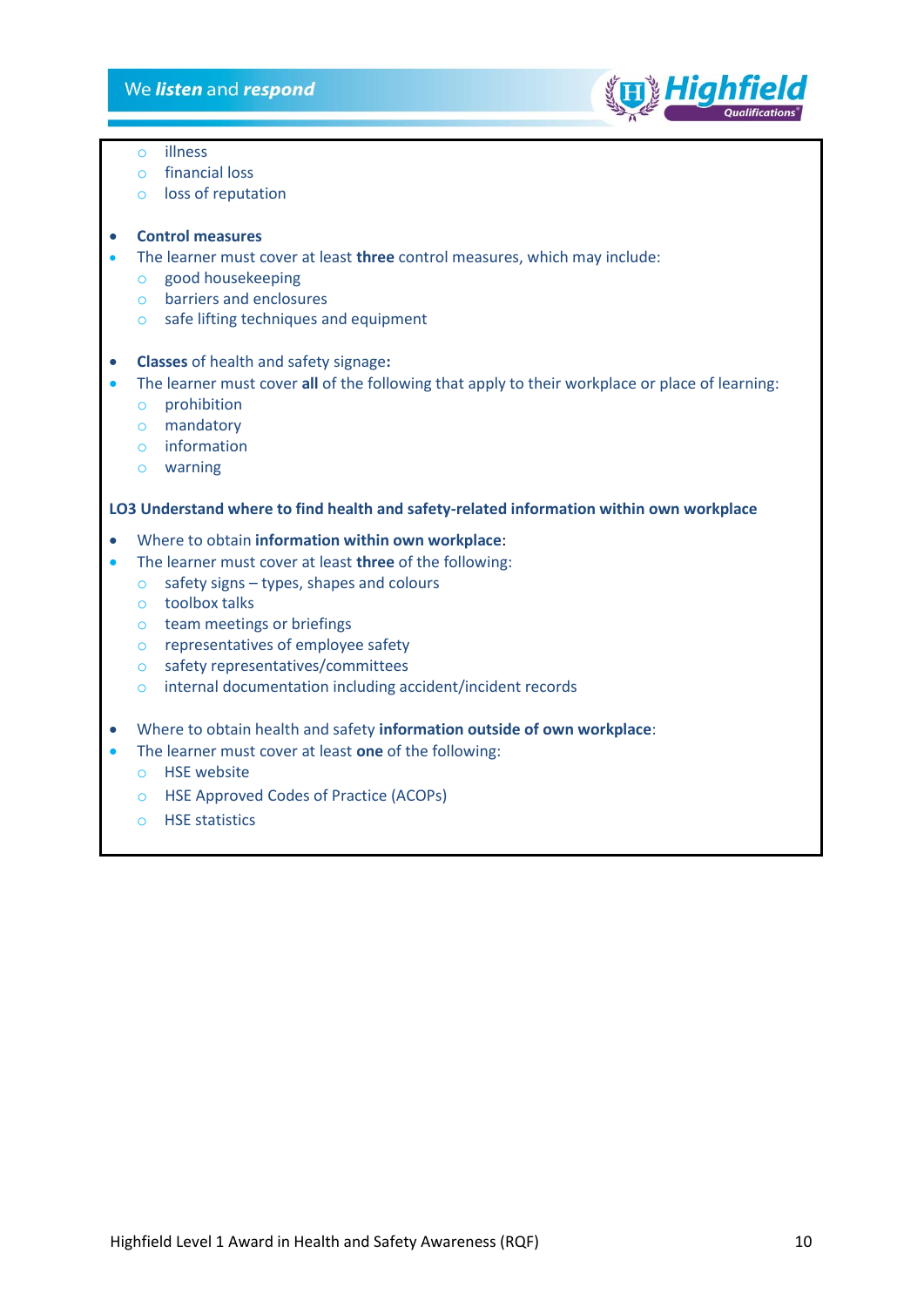- illness
  - financial loss
  - loss of reputation

- **Control measures**
- The learner must cover at least **three** control measures, which may include:
  - good housekeeping
  - barriers and enclosures
  - safe lifting techniques and equipment

- **Classes** of health and safety signage**:**
- The learner must cover **all** of the following that apply to their workplace or place of learning:
  - prohibition
  - mandatory
  - information
  - warning

**LO3 Understand where to find health and safety-related information within own workplace**

- Where to obtain **information within own workplace**:
- The learner must cover at least **three** of the following:
  - safety signs – types, shapes and colours
  - toolbox talks
  - team meetings or briefings
  - representatives of employee safety
  - safety representatives/committees
  - internal documentation including accident/incident records

- Where to obtain health and safety **information outside of own workplace**:
- The learner must cover at least **one** of the following:
  - HSE website
  - HSE Approved Codes of Practice (ACOPs)
  - HSE statistics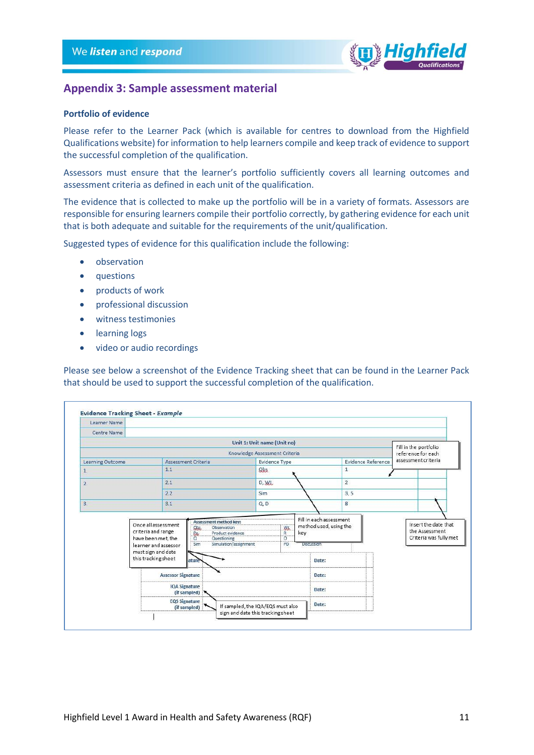## Appendix 3: Sample assessment material

### Portfolio of evidence

Please refer to the Learner Pack (which is available for centres to download from the Highfield Qualifications website) for information to help learners compile and keep track of evidence to support the successful completion of the qualification.

Assessors must ensure that the learner's portfolio sufficiently covers all learning outcomes and assessment criteria as defined in each unit of the qualification.

The evidence that is collected to make up the portfolio will be in a variety of formats. Assessors are responsible for ensuring learners compile their portfolio correctly, by gathering evidence for each unit that is both adequate and suitable for the requirements of the unit/qualification.

Suggested types of evidence for this qualification include the following:

- observation
- questions
- products of work
- professional discussion
- witness testimonies
- learning logs
- video or audio recordings

Please see below a screenshot of the Evidence Tracking sheet that can be found in the Learner Pack that should be used to support the successful completion of the qualification.

**Evidence Tracking Sheet** - *Example*

| Learner Name | | | | |
|---|---|---|---|---|
| Centre Name | | | | |
| Unit 1: Unit name (Unit no) | | | | |
| Knowledge Assessment Criteria | | | | |
| Learning Outcome | Assessment Criteria | Evidence Type | Evidence Reference | |
| 1 | 1.1 | Obs | 1 | |
| 2 | 2.1 | D, WL | 2 | |
| | 2.2 | Sim | 3, 5 | |
| 3 | 3.1 | Q, D | 8 | |

Fill in the portfolio reference for each assessment criteria

Fill in each assessment method used, using the key

Insert the date that the Assessment Criteria was fully met

Assessment method key:

| | | | |
|---|---|---|---|
| Obs | Observation | WL | |
| Pe | Product evidence | R | |
| Q | Questioning | O | |
| Sim | Simulation/assignment | PD | Discussion |

Once all assessment criteria and range have been met, the learner and assessor must sign and date this tracking sheet

| | | | |
|---|---|---|---|
| Learner Signature | | Date: | |
| Assessor Signature | | Date: | |
| IQA Signature (if sampled) | | Date: | |
| EQS Signature (if sampled) | | Date: | |

If sampled, the IQA/EQS must also sign and date this tracking sheet